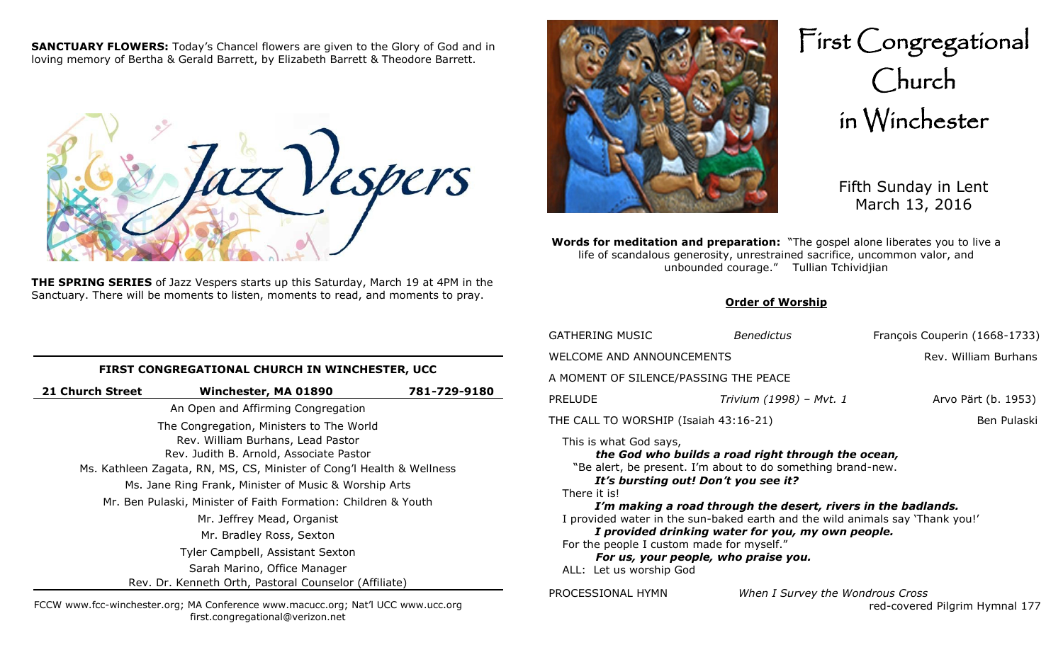**SANCTUARY FLOWERS:** Today's Chancel flowers are given to the Glory of God and in loving memory of Bertha & Gerald Barrett, by Elizabeth Barrett & Theodore Barrett.

Jazz Vespers

**THE SPRING SERIES** of Jazz Vespers starts up this Saturday, March 19 at 4PM in the Sanctuary. There will be moments to listen, moments to read, and moments to pray.

**FIRST CONGREGATIONAL CHURCH IN WINCHESTER, UCC**

**21 Church Street** | **Winchester, MA 01890** | **781-729-9180**

An Open and Affirming Congregation

The Congregation, Ministers to The World
Rev. William Burhans, Lead Pastor
Rev. Judith B. Arnold, Associate Pastor
Ms. Kathleen Zagata, RN, MS, CS, Minister of Cong'l Health & Wellness
Ms. Jane Ring Frank, Minister of Music & Worship Arts
Mr. Ben Pulaski, Minister of Faith Formation: Children & Youth
Mr. Jeffrey Mead, Organist
Mr. Bradley Ross, Sexton
Tyler Campbell, Assistant Sexton
Sarah Marino, Office Manager
Rev. Dr. Kenneth Orth, Pastoral Counselor (Affiliate)

FCCW www.fcc-winchester.org; MA Conference www.macucc.org; Nat'l UCC www.ucc.org
first.congregational@verizon.net

# First Congregational Church in Winchester

Fifth Sunday in Lent
March 13, 2016

**Words for meditation and preparation:** "The gospel alone liberates you to live a life of scandalous generosity, unrestrained sacrifice, uncommon valor, and unbounded courage." Tullian Tchividjian

## Order of Worship

GATHERING MUSIC — *Benedictus* — François Couperin (1668-1733)

WELCOME AND ANNOUNCEMENTS — Rev. William Burhans

A MOMENT OF SILENCE/PASSING THE PEACE

PRELUDE — *Trivium (1998) – Mvt. 1* — Arvo Pärt (b. 1953)

THE CALL TO WORSHIP (Isaiah 43:16-21) — Ben Pulaski

This is what God says,
***the God who builds a road right through the ocean,***
"Be alert, be present. I'm about to do something brand-new.
***It's bursting out! Don't you see it?***
There it is!
***I'm making a road through the desert, rivers in the badlands.***
I provided water in the sun-baked earth and the wild animals say 'Thank you!'
***I provided drinking water for you, my own people.***
For the people I custom made for myself."
***For us, your people, who praise you.***
ALL: Let us worship God

PROCESSIONAL HYMN — *When I Survey the Wondrous Cross* — red-covered Pilgrim Hymnal 177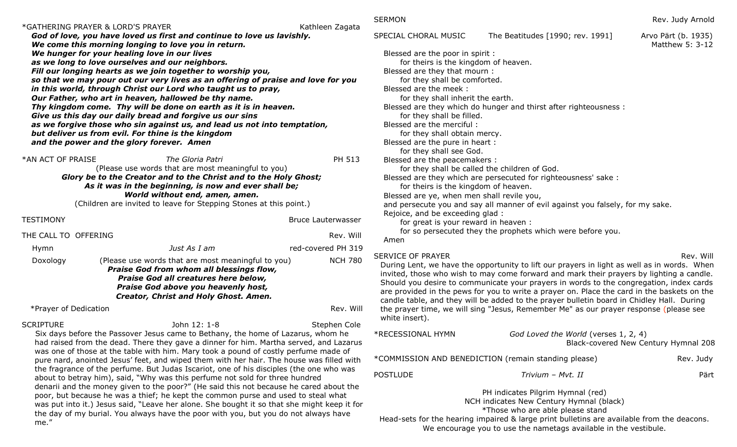*GATHERING PRAYER & LORD'S PRAYER — Kathleen Zagata

***God of love, you have loved us first and continue to love us lavishly.***
***We come this morning longing to love you in return.***
***We hunger for your healing love in our lives***
***as we long to love ourselves and our neighbors.***
***Fill our longing hearts as we join together to worship you,***
***so that we may pour out our very lives as an offering of praise and love for you***
***in this world, through Christ our Lord who taught us to pray,***
***Our Father, who art in heaven, hallowed be thy name.***
***Thy kingdom come. Thy will be done on earth as it is in heaven.***
***Give us this day our daily bread and forgive us our sins***
***as we forgive those who sin against us, and lead us not into temptation,***
***but deliver us from evil. For thine is the kingdom***
***and the power and the glory forever. Amen***

*AN ACT OF PRAISE — *The Gloria Patri* — PH 513

(Please use words that are most meaningful to you)

***Glory be to the Creator and to the Christ and to the Holy Ghost;***
***As it was in the beginning, is now and ever shall be;***
***World without end, amen, amen.***

(Children are invited to leave for Stepping Stones at this point.)

TESTIMONY — Bruce Lauterwasser

THE CALL TO OFFERING — Rev. Will

Hymn — *Just As I am* — red-covered PH 319

Doxology — (Please use words that are most meaningful to you) — NCH 780

***Praise God from whom all blessings flow,***
***Praise God all creatures here below,***
***Praise God above you heavenly host,***
***Creator, Christ and Holy Ghost. Amen.***

*Prayer of Dedication — Rev. Will

SCRIPTURE — John 12: 1-8 — Stephen Cole

Six days before the Passover Jesus came to Bethany, the home of Lazarus, whom he had raised from the dead. There they gave a dinner for him. Martha served, and Lazarus was one of those at the table with him. Mary took a pound of costly perfume made of pure nard, anointed Jesus' feet, and wiped them with her hair. The house was filled with the fragrance of the perfume. But Judas Iscariot, one of his disciples (the one who was about to betray him), said, "Why was this perfume not sold for three hundred denarii and the money given to the poor?" (He said this not because he cared about the poor, but because he was a thief; he kept the common purse and used to steal what was put into it.) Jesus said, "Leave her alone. She bought it so that she might keep it for the day of my burial. You always have the poor with you, but you do not always have me."

SERMON — Rev. Judy Arnold

SPECIAL CHORAL MUSIC — The Beatitudes [1990; rev. 1991] — Arvo Pärt (b. 1935) — Matthew 5: 3-12

Blessed are the poor in spirit :
for theirs is the kingdom of heaven.
Blessed are they that mourn :
for they shall be comforted.
Blessed are the meek :
for they shall inherit the earth.
Blessed are they which do hunger and thirst after righteousness :
for they shall be filled.
Blessed are the merciful :
for they shall obtain mercy.
Blessed are the pure in heart :
for they shall see God.
Blessed are the peacemakers :
for they shall be called the children of God.
Blessed are they which are persecuted for righteousness' sake :
for theirs is the kingdom of heaven.
Blessed are ye, when men shall revile you,
and persecute you and say all manner of evil against you falsely, for my sake.
Rejoice, and be exceeding glad :
for great is your reward in heaven :
for so persecuted they the prophets which were before you.
Amen

SERVICE OF PRAYER — Rev. Will

During Lent, we have the opportunity to lift our prayers in light as well as in words. When invited, those who wish to may come forward and mark their prayers by lighting a candle. Should you desire to communicate your prayers in words to the congregation, index cards are provided in the pews for you to write a prayer on. Place the card in the baskets on the candle table, and they will be added to the prayer bulletin board in Chidley Hall. During the prayer time, we will sing "Jesus, Remember Me" as our prayer response (please see white insert).

*RECESSIONAL HYMN — *God Loved the World* (verses 1, 2, 4) — Black-covered New Century Hymnal 208

*COMMISSION AND BENEDICTION (remain standing please) — Rev. Judy

POSTLUDE — *Trivium – Mvt. II* — Pärt

PH indicates Pilgrim Hymnal (red)
NCH indicates New Century Hymnal (black)
*Those who are able please stand
Head-sets for the hearing impaired & large print bulletins are available from the deacons.
We encourage you to use the nametags available in the vestibule.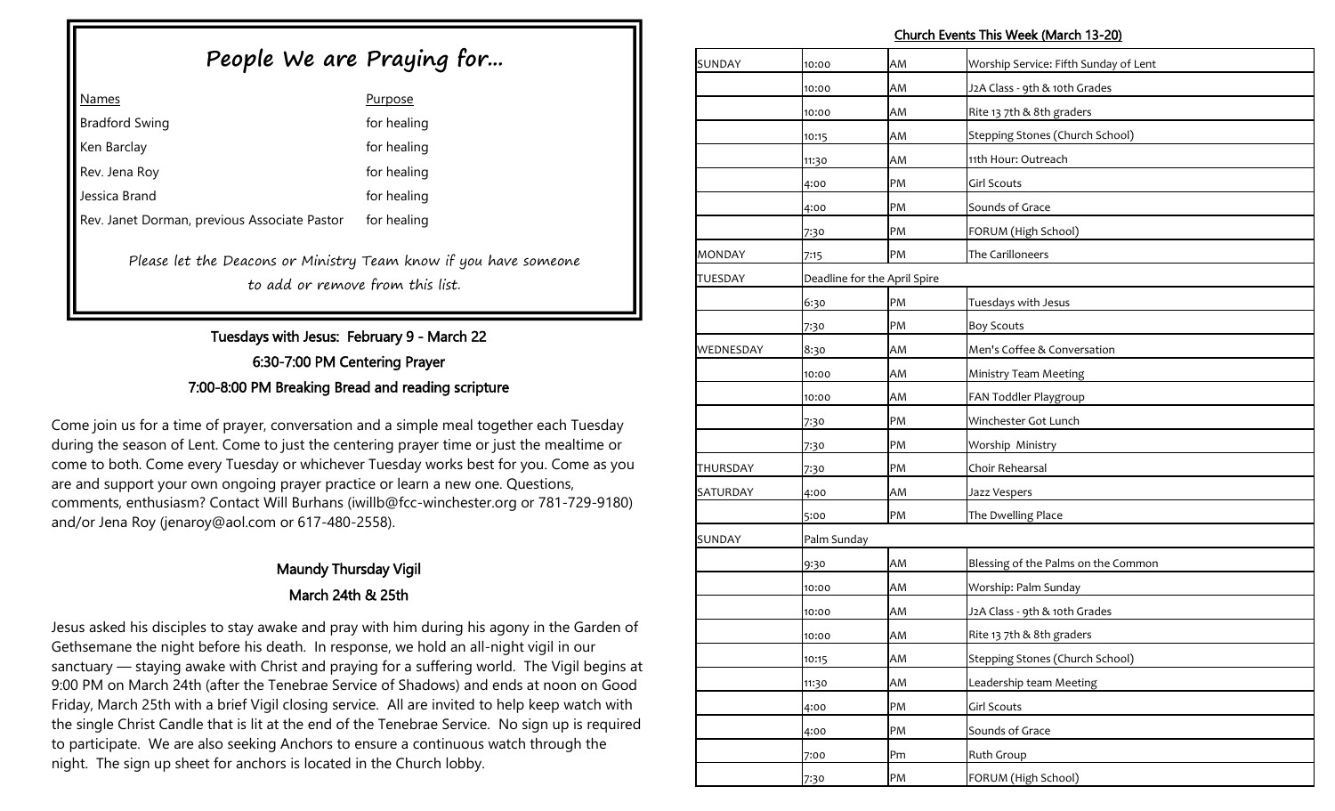## People We are Praying for...

| Names | Purpose |
| --- | --- |
| Bradford Swing | for healing |
| Ken Barclay | for healing |
| Rev. Jena Roy | for healing |
| Jessica Brand | for healing |
| Rev. Janet Dorman, previous Associate Pastor | for healing |

*Please let the Deacons or Ministry Team know if you have someone to add or remove from this list.*

### Tuesdays with Jesus: February 9 - March 22

**6:30-7:00 PM Centering Prayer**

**7:00-8:00 PM Breaking Bread and reading scripture**

Come join us for a time of prayer, conversation and a simple meal together each Tuesday during the season of Lent. Come to just the centering prayer time or just the mealtime or come to both. Come every Tuesday or whichever Tuesday works best for you. Come as you are and support your own ongoing prayer practice or learn a new one. Questions, comments, enthusiasm? Contact Will Burhans (iwillb@fcc-winchester.org or 781-729-9180) and/or Jena Roy (jenaroy@aol.com or 617-480-2558).

### Maundy Thursday Vigil

**March 24th & 25th**

Jesus asked his disciples to stay awake and pray with him during his agony in the Garden of Gethsemane the night before his death. In response, we hold an all-night vigil in our sanctuary — staying awake with Christ and praying for a suffering world. The Vigil begins at 9:00 PM on March 24th (after the Tenebrae Service of Shadows) and ends at noon on Good Friday, March 25th with a brief Vigil closing service. All are invited to help keep watch with the single Christ Candle that is lit at the end of the Tenebrae Service. No sign up is required to participate. We are also seeking Anchors to ensure a continuous watch through the night. The sign up sheet for anchors is located in the Church lobby.

### Church Events This Week (March 13-20)

| | | | |
| --- | --- | --- | --- |
| SUNDAY | 10:00 | AM | Worship Service: Fifth Sunday of Lent |
| | 10:00 | AM | J2A Class - 9th & 10th Grades |
| | 10:00 | AM | Rite 13 7th & 8th graders |
| | 10:15 | AM | Stepping Stones (Church School) |
| | 11:30 | AM | 11th Hour: Outreach |
| | 4:00 | PM | Girl Scouts |
| | 4:00 | PM | Sounds of Grace |
| | 7:30 | PM | FORUM (High School) |
| MONDAY | 7:15 | PM | The Carilloneers |
| TUESDAY | Deadline for the April Spire | | |
| | 6:30 | PM | Tuesdays with Jesus |
| | 7:30 | PM | Boy Scouts |
| WEDNESDAY | 8:30 | AM | Men's Coffee & Conversation |
| | 10:00 | AM | Ministry Team Meeting |
| | 10:00 | AM | FAN Toddler Playgroup |
| | 7:30 | PM | Winchester Got Lunch |
| | 7:30 | PM | Worship Ministry |
| THURSDAY | 7:30 | PM | Choir Rehearsal |
| SATURDAY | 4:00 | AM | Jazz Vespers |
| | 5:00 | PM | The Dwelling Place |
| SUNDAY | Palm Sunday | | |
| | 9:30 | AM | Blessing of the Palms on the Common |
| | 10:00 | AM | Worship: Palm Sunday |
| | 10:00 | AM | J2A Class - 9th & 10th Grades |
| | 10:00 | AM | Rite 13 7th & 8th graders |
| | 10:15 | AM | Stepping Stones (Church School) |
| | 11:30 | AM | Leadership team Meeting |
| | 4:00 | PM | Girl Scouts |
| | 4:00 | PM | Sounds of Grace |
| | 7:00 | Pm | Ruth Group |
| | 7:30 | PM | FORUM (High School) |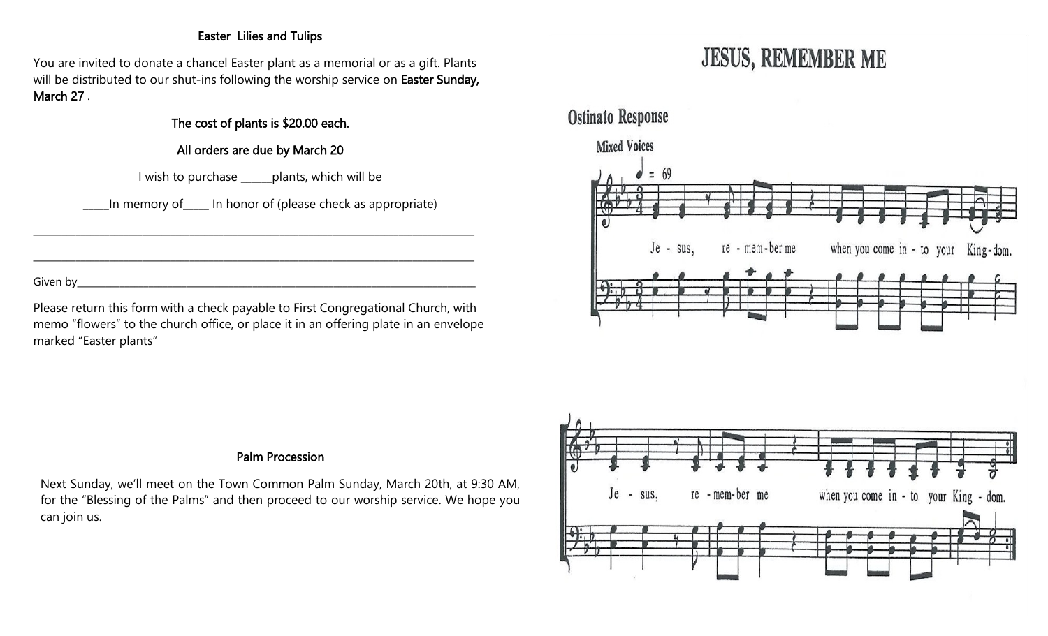## Easter Lilies and Tulips

You are invited to donate a chancel Easter plant as a memorial or as a gift. Plants will be distributed to our shut-ins following the worship service on **Easter Sunday, March 27** .

**The cost of plants is $20.00 each.**

**All orders are due by March 20**

I wish to purchase ______plants, which will be

_____In memory of_____ In honor of (please check as appropriate)

_______________________________________________________________________________

_______________________________________________________________________________

Given by_______________________________________________________________________

Please return this form with a check payable to First Congregational Church, with memo "flowers" to the church office, or place it in an offering plate in an envelope marked "Easter plants"

## Palm Procession

Next Sunday, we'll meet on the Town Common Palm Sunday, March 20th, at 9:30 AM, for the "Blessing of the Palms" and then proceed to our worship service. We hope you can join us.

# JESUS, REMEMBER ME

## Ostinato Response

Mixed Voices

♩ = 69

Je - sus, re - mem - ber me when you come in - to your King - dom.

Je - sus, re - mem - ber me when you come in - to your King - dom.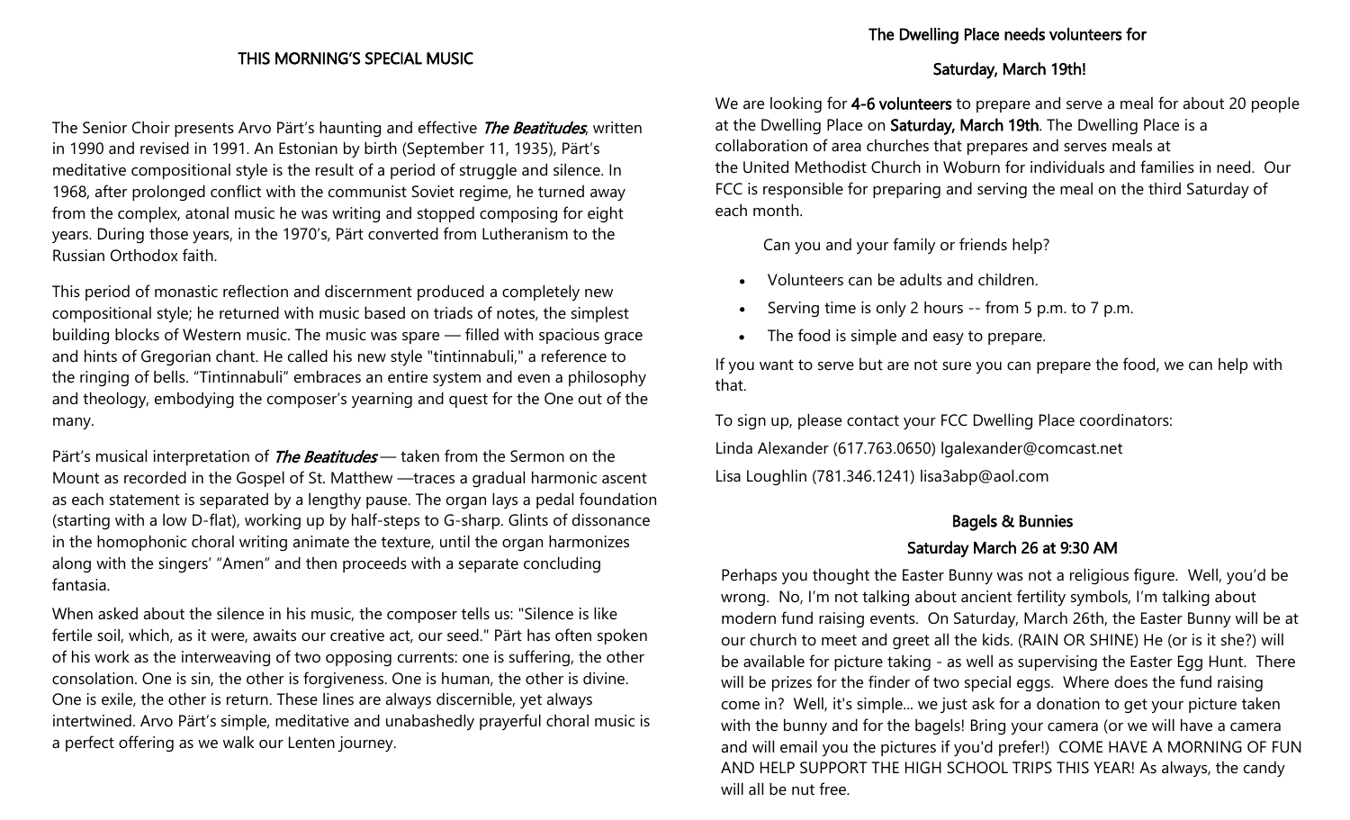## THIS MORNING'S SPECIAL MUSIC

The Senior Choir presents Arvo Pärt's haunting and effective ***The Beatitudes***, written in 1990 and revised in 1991. An Estonian by birth (September 11, 1935), Pärt's meditative compositional style is the result of a period of struggle and silence. In 1968, after prolonged conflict with the communist Soviet regime, he turned away from the complex, atonal music he was writing and stopped composing for eight years. During those years, in the 1970's, Pärt converted from Lutheranism to the Russian Orthodox faith.

This period of monastic reflection and discernment produced a completely new compositional style; he returned with music based on triads of notes, the simplest building blocks of Western music. The music was spare — filled with spacious grace and hints of Gregorian chant. He called his new style "tintinnabuli," a reference to the ringing of bells. "Tintinnabuli" embraces an entire system and even a philosophy and theology, embodying the composer's yearning and quest for the One out of the many.

Pärt's musical interpretation of ***The Beatitudes*** — taken from the Sermon on the Mount as recorded in the Gospel of St. Matthew —traces a gradual harmonic ascent as each statement is separated by a lengthy pause. The organ lays a pedal foundation (starting with a low D-flat), working up by half-steps to G-sharp. Glints of dissonance in the homophonic choral writing animate the texture, until the organ harmonizes along with the singers' "Amen" and then proceeds with a separate concluding fantasia.

When asked about the silence in his music, the composer tells us: "Silence is like fertile soil, which, as it were, awaits our creative act, our seed." Pärt has often spoken of his work as the interweaving of two opposing currents: one is suffering, the other consolation. One is sin, the other is forgiveness. One is human, the other is divine. One is exile, the other is return. These lines are always discernible, yet always intertwined. Arvo Pärt's simple, meditative and unabashedly prayerful choral music is a perfect offering as we walk our Lenten journey.

## The Dwelling Place needs volunteers for

## Saturday, March 19th!

We are looking for **4-6 volunteers** to prepare and serve a meal for about 20 people at the Dwelling Place on **Saturday, March 19th**. The Dwelling Place is a collaboration of area churches that prepares and serves meals at the United Methodist Church in Woburn for individuals and families in need. Our FCC is responsible for preparing and serving the meal on the third Saturday of each month.

Can you and your family or friends help?

- Volunteers can be adults and children.
- Serving time is only 2 hours -- from 5 p.m. to 7 p.m.
- The food is simple and easy to prepare.

If you want to serve but are not sure you can prepare the food, we can help with that.

To sign up, please contact your FCC Dwelling Place coordinators:

Linda Alexander (617.763.0650) lgalexander@comcast.net

Lisa Loughlin (781.346.1241) lisa3abp@aol.com

## Bagels & Bunnies

## Saturday March 26 at 9:30 AM

Perhaps you thought the Easter Bunny was not a religious figure. Well, you'd be wrong. No, I'm not talking about ancient fertility symbols, I'm talking about modern fund raising events. On Saturday, March 26th, the Easter Bunny will be at our church to meet and greet all the kids. (RAIN OR SHINE) He (or is it she?) will be available for picture taking - as well as supervising the Easter Egg Hunt. There will be prizes for the finder of two special eggs. Where does the fund raising come in? Well, it's simple... we just ask for a donation to get your picture taken with the bunny and for the bagels! Bring your camera (or we will have a camera and will email you the pictures if you'd prefer!) COME HAVE A MORNING OF FUN AND HELP SUPPORT THE HIGH SCHOOL TRIPS THIS YEAR! As always, the candy will all be nut free.